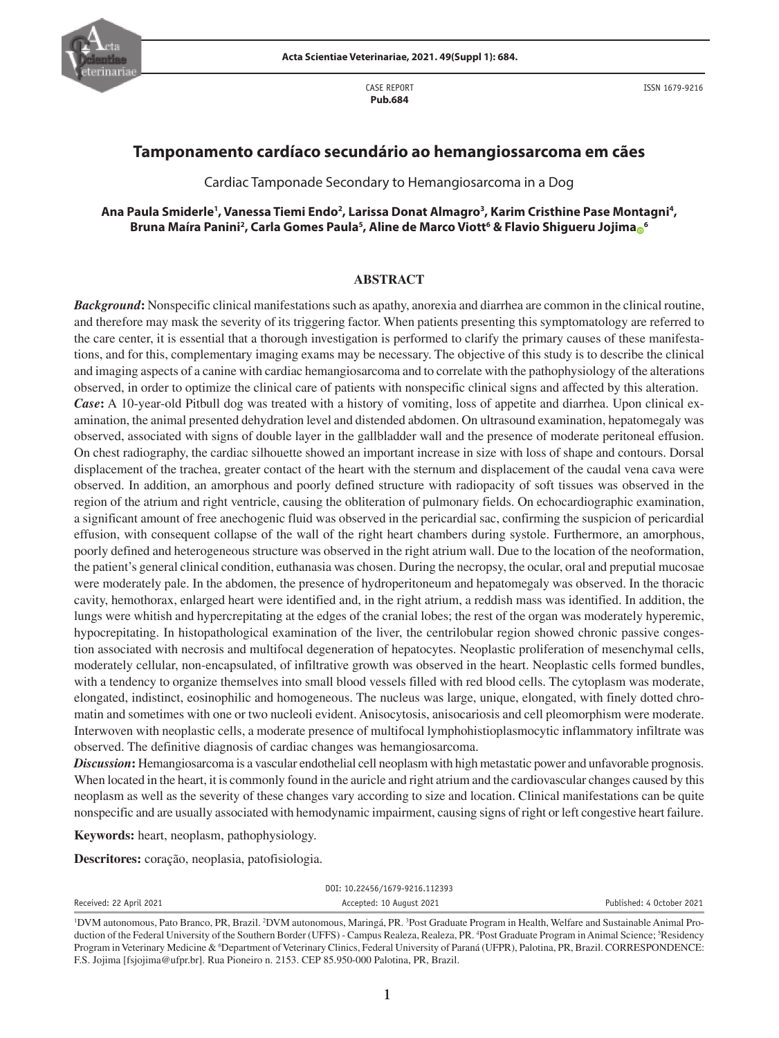CASE REPORT
**Pub.684**

ISSN 1679-9216

# Tamponamento cardíaco secundário ao hemangiossarcoma em cães

Cardiac Tamponade Secondary to Hemangiosarcoma in a Dog

**Ana Paula Smiderle[1], Vanessa Tiemi Endo[2], Larissa Donat Almagro[3], Karim Cristhine Pase Montagni[4], Bruna Maíra Panini[2], Carla Gomes Paula[5], Aline de Marco Viott[6] & Flavio Shigueru Jojima[6]**

## ABSTRACT

***Background*:** Nonspecific clinical manifestations such as apathy, anorexia and diarrhea are common in the clinical routine, and therefore may mask the severity of its triggering factor. When patients presenting this symptomatology are referred to the care center, it is essential that a thorough investigation is performed to clarify the primary causes of these manifestations, and for this, complementary imaging exams may be necessary. The objective of this study is to describe the clinical and imaging aspects of a canine with cardiac hemangiosarcoma and to correlate with the pathophysiology of the alterations observed, in order to optimize the clinical care of patients with nonspecific clinical signs and affected by this alteration.

***Case*:** A 10-year-old Pitbull dog was treated with a history of vomiting, loss of appetite and diarrhea. Upon clinical examination, the animal presented dehydration level and distended abdomen. On ultrasound examination, hepatomegaly was observed, associated with signs of double layer in the gallbladder wall and the presence of moderate peritoneal effusion. On chest radiography, the cardiac silhouette showed an important increase in size with loss of shape and contours. Dorsal displacement of the trachea, greater contact of the heart with the sternum and displacement of the caudal vena cava were observed. In addition, an amorphous and poorly defined structure with radiopacity of soft tissues was observed in the region of the atrium and right ventricle, causing the obliteration of pulmonary fields. On echocardiographic examination, a significant amount of free anechogenic fluid was observed in the pericardial sac, confirming the suspicion of pericardial effusion, with consequent collapse of the wall of the right heart chambers during systole. Furthermore, an amorphous, poorly defined and heterogeneous structure was observed in the right atrium wall. Due to the location of the neoformation, the patient's general clinical condition, euthanasia was chosen. During the necropsy, the ocular, oral and preputial mucosae were moderately pale. In the abdomen, the presence of hydroperitoneum and hepatomegaly was observed. In the thoracic cavity, hemothorax, enlarged heart were identified and, in the right atrium, a reddish mass was identified. In addition, the lungs were whitish and hypercrepitating at the edges of the cranial lobes; the rest of the organ was moderately hyperemic, hypocrepitating. In histopathological examination of the liver, the centrilobular region showed chronic passive congestion associated with necrosis and multifocal degeneration of hepatocytes. Neoplastic proliferation of mesenchymal cells, moderately cellular, non-encapsulated, of infiltrative growth was observed in the heart. Neoplastic cells formed bundles, with a tendency to organize themselves into small blood vessels filled with red blood cells. The cytoplasm was moderate, elongated, indistinct, eosinophilic and homogeneous. The nucleus was large, unique, elongated, with finely dotted chromatin and sometimes with one or two nucleoli evident. Anisocytosis, anisocariosis and cell pleomorphism were moderate. Interwoven with neoplastic cells, a moderate presence of multifocal lymphohistioplasmocytic inflammatory infiltrate was observed. The definitive diagnosis of cardiac changes was hemangiosarcoma.

***Discussion*:** Hemangiosarcoma is a vascular endothelial cell neoplasm with high metastatic power and unfavorable prognosis. When located in the heart, it is commonly found in the auricle and right atrium and the cardiovascular changes caused by this neoplasm as well as the severity of these changes vary according to size and location. Clinical manifestations can be quite nonspecific and are usually associated with hemodynamic impairment, causing signs of right or left congestive heart failure.

**Keywords:** heart, neoplasm, pathophysiology.

**Descritores:** coração, neoplasia, patofisiologia.

DOI: 10.22456/1679-9216.112393

Received: 22 April 2021 | Accepted: 10 August 2021 | Published: 4 October 2021

[1]DVM autonomous, Pato Branco, PR, Brazil. [2]DVM autonomous, Maringá, PR. [3]Post Graduate Program in Health, Welfare and Sustainable Animal Production of the Federal University of the Southern Border (UFFS) - Campus Realeza, Realeza, PR. [4]Post Graduate Program in Animal Science; [5]Residency Program in Veterinary Medicine & [6]Department of Veterinary Clinics, Federal University of Paraná (UFPR), Palotina, PR, Brazil. CORRESPONDENCE: F.S. Jojima [fsjojima@ufpr.br]. Rua Pioneiro n. 2153. CEP 85.950-000 Palotina, PR, Brazil.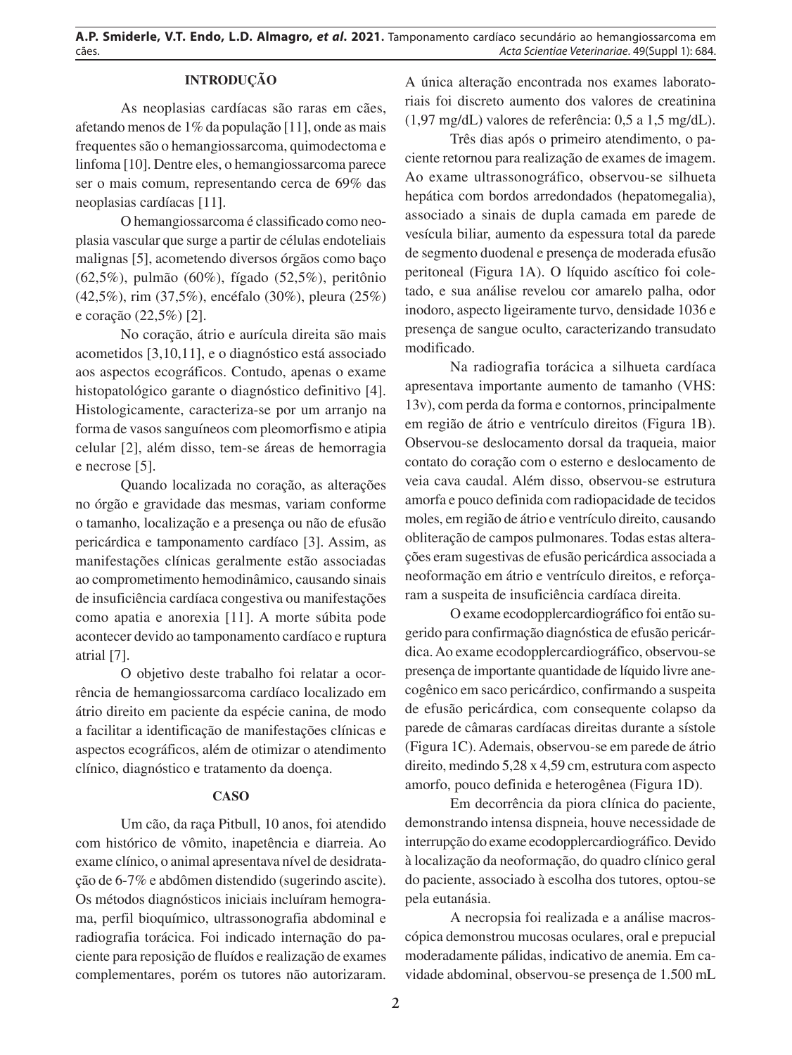## INTRODUÇÃO

As neoplasias cardíacas são raras em cães, afetando menos de 1% da população [11], onde as mais frequentes são o hemangiossarcoma, quimodectoma e linfoma [10]. Dentre eles, o hemangiossarcoma parece ser o mais comum, representando cerca de 69% das neoplasias cardíacas [11].

O hemangiossarcoma é classificado como neoplasia vascular que surge a partir de células endoteliais malignas [5], acometendo diversos órgãos como baço (62,5%), pulmão (60%), fígado (52,5%), peritônio (42,5%), rim (37,5%), encéfalo (30%), pleura (25%) e coração (22,5%) [2].

No coração, átrio e aurícula direita são mais acometidos [3,10,11], e o diagnóstico está associado aos aspectos ecográficos. Contudo, apenas o exame histopatológico garante o diagnóstico definitivo [4]. Histologicamente, caracteriza-se por um arranjo na forma de vasos sanguíneos com pleomorfismo e atipia celular [2], além disso, tem-se áreas de hemorragia e necrose [5].

Quando localizada no coração, as alterações no órgão e gravidade das mesmas, variam conforme o tamanho, localização e a presença ou não de efusão pericárdica e tamponamento cardíaco [3]. Assim, as manifestações clínicas geralmente estão associadas ao comprometimento hemodinâmico, causando sinais de insuficiência cardíaca congestiva ou manifestações como apatia e anorexia [11]. A morte súbita pode acontecer devido ao tamponamento cardíaco e ruptura atrial [7].

O objetivo deste trabalho foi relatar a ocorrência de hemangiossarcoma cardíaco localizado em átrio direito em paciente da espécie canina, de modo a facilitar a identificação de manifestações clínicas e aspectos ecográficos, além de otimizar o atendimento clínico, diagnóstico e tratamento da doença.

## CASO

Um cão, da raça Pitbull, 10 anos, foi atendido com histórico de vômito, inapetência e diarreia. Ao exame clínico, o animal apresentava nível de desidratação de 6-7% e abdômen distendido (sugerindo ascite). Os métodos diagnósticos iniciais incluíram hemograma, perfil bioquímico, ultrassonografia abdominal e radiografia torácica. Foi indicado internação do paciente para reposição de fluídos e realização de exames complementares, porém os tutores não autorizaram. A única alteração encontrada nos exames laboratoriais foi discreto aumento dos valores de creatinina (1,97 mg/dL) valores de referência: 0,5 a 1,5 mg/dL).

Três dias após o primeiro atendimento, o paciente retornou para realização de exames de imagem. Ao exame ultrassonográfico, observou-se silhueta hepática com bordos arredondados (hepatomegalia), associado a sinais de dupla camada em parede de vesícula biliar, aumento da espessura total da parede de segmento duodenal e presença de moderada efusão peritoneal (Figura 1A). O líquido ascítico foi coletado, e sua análise revelou cor amarelo palha, odor inodoro, aspecto ligeiramente turvo, densidade 1036 e presença de sangue oculto, caracterizando transudato modificado.

Na radiografia torácica a silhueta cardíaca apresentava importante aumento de tamanho (VHS: 13v), com perda da forma e contornos, principalmente em região de átrio e ventrículo direitos (Figura 1B). Observou-se deslocamento dorsal da traqueia, maior contato do coração com o esterno e deslocamento de veia cava caudal. Além disso, observou-se estrutura amorfa e pouco definida com radiopacidade de tecidos moles, em região de átrio e ventrículo direito, causando obliteração de campos pulmonares. Todas estas alterações eram sugestivas de efusão pericárdica associada a neoformação em átrio e ventrículo direitos, e reforçaram a suspeita de insuficiência cardíaca direita.

O exame ecodopplercardiográfico foi então sugerido para confirmação diagnóstica de efusão pericárdica. Ao exame ecodopplercardiográfico, observou-se presença de importante quantidade de líquido livre anecogênico em saco pericárdico, confirmando a suspeita de efusão pericárdica, com consequente colapso da parede de câmaras cardíacas direitas durante a sístole (Figura 1C). Ademais, observou-se em parede de átrio direito, medindo 5,28 x 4,59 cm, estrutura com aspecto amorfo, pouco definida e heterogênea (Figura 1D).

Em decorrência da piora clínica do paciente, demonstrando intensa dispneia, houve necessidade de interrupção do exame ecodopplercardiográfico. Devido à localização da neoformação, do quadro clínico geral do paciente, associado à escolha dos tutores, optou-se pela eutanásia.

A necropsia foi realizada e a análise macroscópica demonstrou mucosas oculares, oral e prepucial moderadamente pálidas, indicativo de anemia. Em cavidade abdominal, observou-se presença de 1.500 mL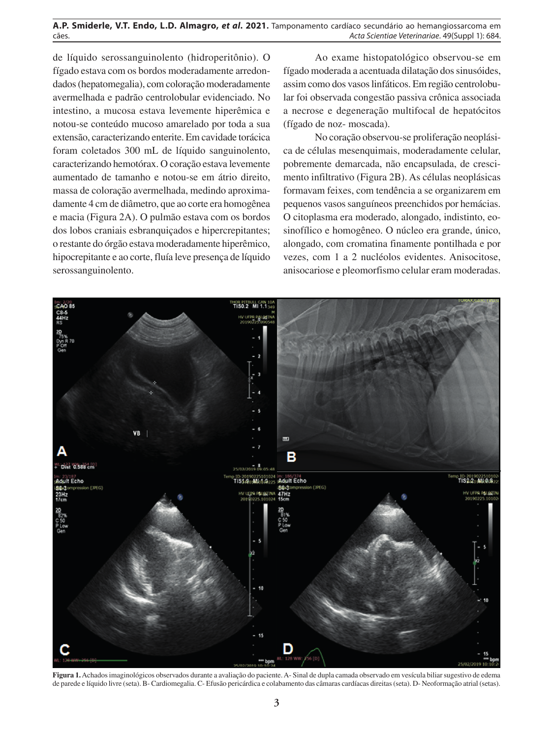de líquido serossanguinolento (hidroperitônio). O fígado estava com os bordos moderadamente arredondados (hepatomegalia), com coloração moderadamente avermelhada e padrão centrolobular evidenciado. No intestino, a mucosa estava levemente hiperêmica e notou-se conteúdo mucoso amarelado por toda a sua extensão, caracterizando enterite. Em cavidade torácica foram coletados 300 mL de líquido sanguinolento, caracterizando hemotórax. O coração estava levemente aumentado de tamanho e notou-se em átrio direito, massa de coloração avermelhada, medindo aproximadamente 4 cm de diâmetro, que ao corte era homogênea e macia (Figura 2A). O pulmão estava com os bordos dos lobos craniais esbranquiçados e hipercrepitantes; o restante do órgão estava moderadamente hiperêmico, hipocrepitante e ao corte, fluía leve presença de líquido serossanguinolento.

Ao exame histopatológico observou-se em fígado moderada a acentuada dilatação dos sinusóides, assim como dos vasos linfáticos. Em região centrolobular foi observada congestão passiva crônica associada a necrose e degeneração multifocal de hepatócitos (fígado de noz- moscada).

No coração observou-se proliferação neoplásica de células mesenquimais, moderadamente celular, pobremente demarcada, não encapsulada, de crescimento infiltrativo (Figura 2B). As células neoplásicas formavam feixes, com tendência a se organizarem em pequenos vasos sanguíneos preenchidos por hemácias. O citoplasma era moderado, alongado, indistinto, eosinofílico e homogêneo. O núcleo era grande, único, alongado, com cromatina finamente pontilhada e por vezes, com 1 a 2 nucléolos evidentes. Anisocitose, anisocariose e pleomorfismo celular eram moderadas.

**Figura 1.** Achados imaginológicos observados durante a avaliação do paciente. A- Sinal de dupla camada observado em vesícula biliar sugestivo de edema de parede e líquido livre (seta). B- Cardiomegalia. C- Efusão pericárdica e colabamento das câmaras cardíacas direitas (seta). D- Neoformação atrial (setas).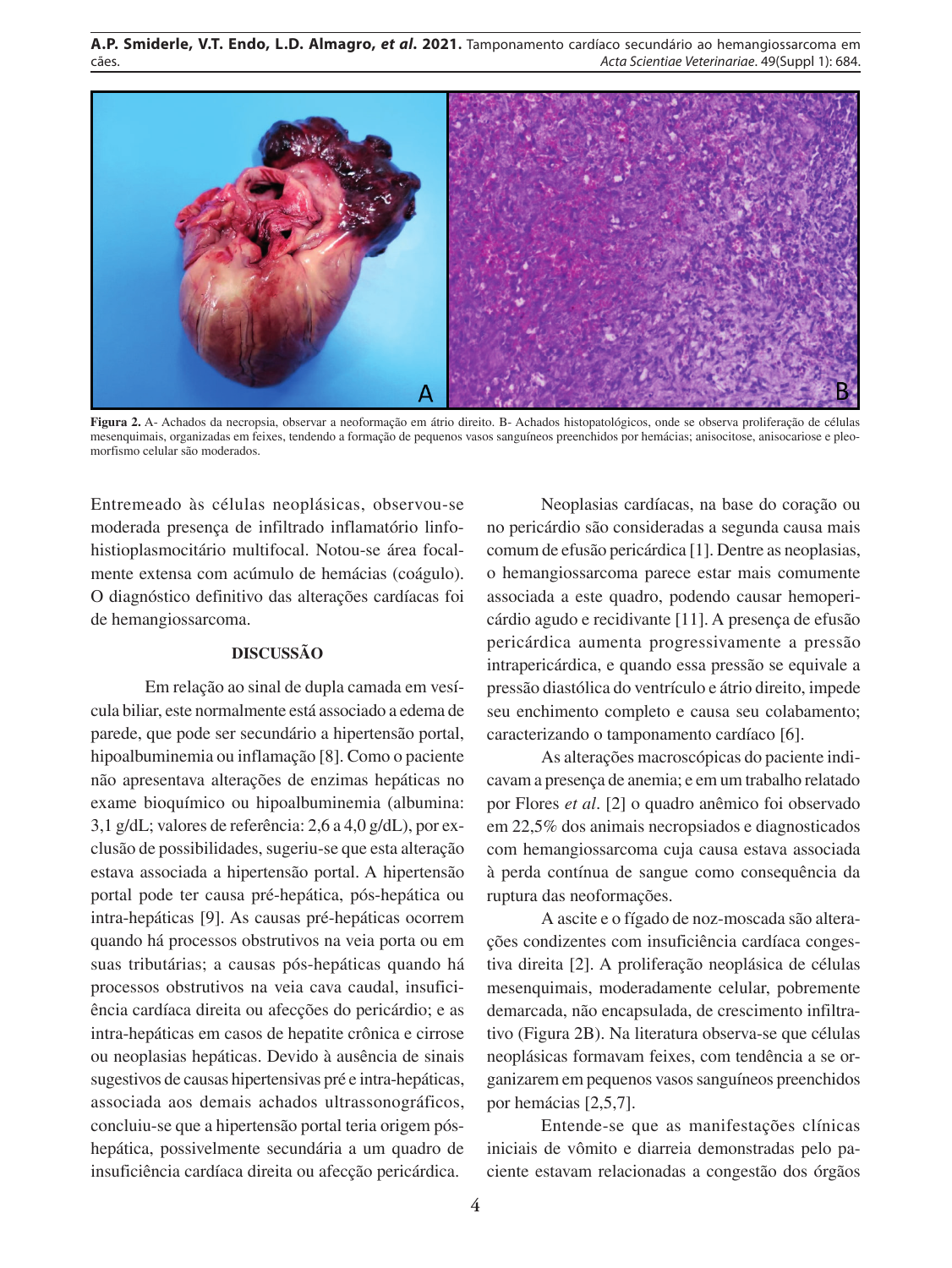**Figura 2.** A- Achados da necropsia, observar a neoformação em átrio direito. B- Achados histopatológicos, onde se observa proliferação de células mesenquimais, organizadas em feixes, tendendo a formação de pequenos vasos sanguíneos preenchidos por hemácias; anisocitose, anisocariose e pleomorfismo celular são moderados.

Entremeado às células neoplásicas, observou-se moderada presença de infiltrado inflamatório linfo-histioplasmocitário multifocal. Notou-se área focalmente extensa com acúmulo de hemácias (coágulo). O diagnóstico definitivo das alterações cardíacas foi de hemangiossarcoma.

## DISCUSSÃO

Em relação ao sinal de dupla camada em vesícula biliar, este normalmente está associado a edema de parede, que pode ser secundário a hipertensão portal, hipoalbuminemia ou inflamação [8]. Como o paciente não apresentava alterações de enzimas hepáticas no exame bioquímico ou hipoalbuminemia (albumina: 3,1 g/dL; valores de referência: 2,6 a 4,0 g/dL), por exclusão de possibilidades, sugeriu-se que esta alteração estava associada a hipertensão portal. A hipertensão portal pode ter causa pré-hepática, pós-hepática ou intra-hepáticas [9]. As causas pré-hepáticas ocorrem quando há processos obstrutivos na veia porta ou em suas tributárias; a causas pós-hepáticas quando há processos obstrutivos na veia cava caudal, insuficiência cardíaca direita ou afecções do pericárdio; e as intra-hepáticas em casos de hepatite crônica e cirrose ou neoplasias hepáticas. Devido à ausência de sinais sugestivos de causas hipertensivas pré e intra-hepáticas, associada aos demais achados ultrassonográficos, concluiu-se que a hipertensão portal teria origem pós-hepática, possivelmente secundária a um quadro de insuficiência cardíaca direita ou afecção pericárdica.

Neoplasias cardíacas, na base do coração ou no pericárdio são consideradas a segunda causa mais comum de efusão pericárdica [1]. Dentre as neoplasias, o hemangiossarcoma parece estar mais comumente associada a este quadro, podendo causar hemopericárdio agudo e recidivante [11]. A presença de efusão pericárdica aumenta progressivamente a pressão intrapericárdica, e quando essa pressão se equivale a pressão diastólica do ventrículo e átrio direito, impede seu enchimento completo e causa seu colabamento; caracterizando o tamponamento cardíaco [6].

As alterações macroscópicas do paciente indicavam a presença de anemia; e em um trabalho relatado por Flores *et al*. [2] o quadro anêmico foi observado em 22,5% dos animais necropsiados e diagnosticados com hemangiossarcoma cuja causa estava associada à perda contínua de sangue como consequência da ruptura das neoformações.

A ascite e o fígado de noz-moscada são alterações condizentes com insuficiência cardíaca congestiva direita [2]. A proliferação neoplásica de células mesenquimais, moderadamente celular, pobremente demarcada, não encapsulada, de crescimento infiltrativo (Figura 2B). Na literatura observa-se que células neoplásicas formavam feixes, com tendência a se organizarem em pequenos vasos sanguíneos preenchidos por hemácias [2,5,7].

Entende-se que as manifestações clínicas iniciais de vômito e diarreia demonstradas pelo paciente estavam relacionadas a congestão dos órgãos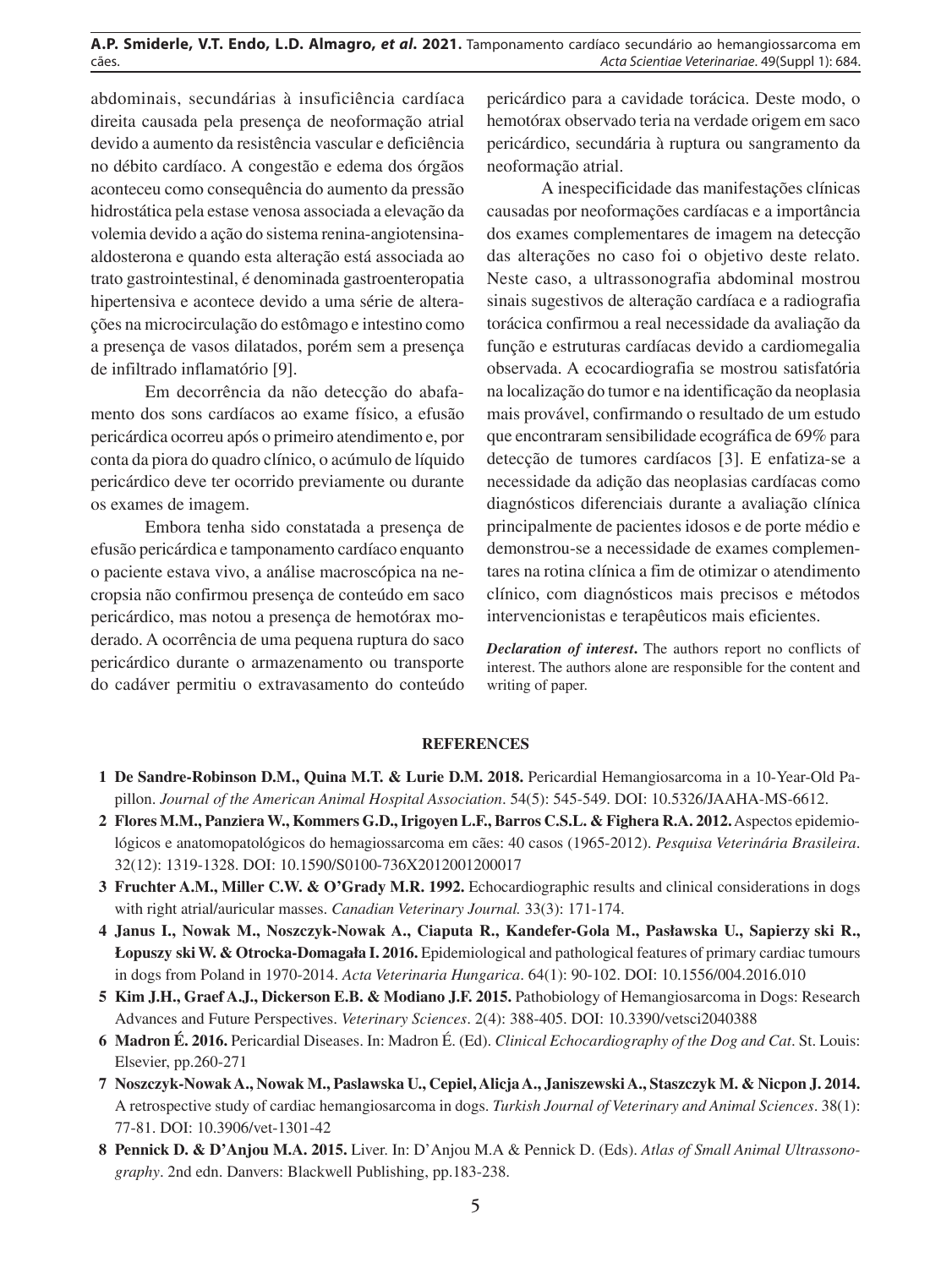abdominais, secundárias à insuficiência cardíaca direita causada pela presença de neoformação atrial devido a aumento da resistência vascular e deficiência no débito cardíaco. A congestão e edema dos órgãos aconteceu como consequência do aumento da pressão hidrostática pela estase venosa associada a elevação da volemia devido a ação do sistema renina-angiotensina-aldosterona e quando esta alteração está associada ao trato gastrointestinal, é denominada gastroenteropatia hipertensiva e acontece devido a uma série de alterações na microcirculação do estômago e intestino como a presença de vasos dilatados, porém sem a presença de infiltrado inflamatório [9].

Em decorrência da não detecção do abafamento dos sons cardíacos ao exame físico, a efusão pericárdica ocorreu após o primeiro atendimento e, por conta da piora do quadro clínico, o acúmulo de líquido pericárdico deve ter ocorrido previamente ou durante os exames de imagem.

Embora tenha sido constatada a presença de efusão pericárdica e tamponamento cardíaco enquanto o paciente estava vivo, a análise macroscópica na necropsia não confirmou presença de conteúdo em saco pericárdico, mas notou a presença de hemotórax moderado. A ocorrência de uma pequena ruptura do saco pericárdico durante o armazenamento ou transporte do cadáver permitiu o extravasamento do conteúdo pericárdico para a cavidade torácica. Deste modo, o hemotórax observado teria na verdade origem em saco pericárdico, secundária à ruptura ou sangramento da neoformação atrial.

A inespecificidade das manifestações clínicas causadas por neoformações cardíacas e a importância dos exames complementares de imagem na detecção das alterações no caso foi o objetivo deste relato. Neste caso, a ultrassonografia abdominal mostrou sinais sugestivos de alteração cardíaca e a radiografia torácica confirmou a real necessidade da avaliação da função e estruturas cardíacas devido a cardiomegalia observada. A ecocardiografia se mostrou satisfatória na localização do tumor e na identificação da neoplasia mais provável, confirmando o resultado de um estudo que encontraram sensibilidade ecográfica de 69% para detecção de tumores cardíacos [3]. E enfatiza-se a necessidade da adição das neoplasias cardíacas como diagnósticos diferenciais durante a avaliação clínica principalmente de pacientes idosos e de porte médio e demonstrou-se a necessidade de exames complementares na rotina clínica a fim de otimizar o atendimento clínico, com diagnósticos mais precisos e métodos intervencionistas e terapêuticos mais eficientes.

***Declaration of interest*.** The authors report no conflicts of interest. The authors alone are responsible for the content and writing of paper.

## REFERENCES

1 **De Sandre-Robinson D.M., Quina M.T. & Lurie D.M. 2018.** Pericardial Hemangiosarcoma in a 10-Year-Old Papillon. *Journal of the American Animal Hospital Association*. 54(5): 545-549. DOI: 10.5326/JAAHA-MS-6612.

2 **Flores M.M., Panziera W., Kommers G.D., Irigoyen L.F., Barros C.S.L. & Fighera R.A. 2012.** Aspectos epidemiológicos e anatomopatológicos do hemagiossarcoma em cães: 40 casos (1965-2012). *Pesquisa Veterinária Brasileira*. 32(12): 1319-1328. DOI: 10.1590/S0100-736X2012001200017

3 **Fruchter A.M., Miller C.W. & O'Grady M.R. 1992.** Echocardiographic results and clinical considerations in dogs with right atrial/auricular masses. *Canadian Veterinary Journal.* 33(3): 171-174.

4 **Janus I., Nowak M., Noszczyk-Nowak A., Ciaputa R., Kandefer-Gola M., Pasławska U., Sapierzy ski R., Łopuszy ski W. & Otrocka-Domagała I. 2016.** Epidemiological and pathological features of primary cardiac tumours in dogs from Poland in 1970-2014. *Acta Veterinaria Hungarica*. 64(1): 90-102. DOI: 10.1556/004.2016.010

5 **Kim J.H., Graef A.J., Dickerson E.B. & Modiano J.F. 2015.** Pathobiology of Hemangiosarcoma in Dogs: Research Advances and Future Perspectives. *Veterinary Sciences*. 2(4): 388-405. DOI: 10.3390/vetsci2040388

6 **Madron É. 2016.** Pericardial Diseases. In: Madron É. (Ed). *Clinical Echocardiography of the Dog and Cat*. St. Louis: Elsevier, pp.260-271

7 **Noszczyk-Nowak A., Nowak M., Paslawska U., Cepiel, Alicja A., Janiszewski A., Staszczyk M. & Nicpon J. 2014.** A retrospective study of cardiac hemangiosarcoma in dogs. *Turkish Journal of Veterinary and Animal Sciences*. 38(1): 77-81. DOI: 10.3906/vet-1301-42

8 **Pennick D. & D'Anjou M.A. 2015.** Liver. In: D'Anjou M.A & Pennick D. (Eds). *Atlas of Small Animal Ultrassonography*. 2nd edn. Danvers: Blackwell Publishing, pp.183-238.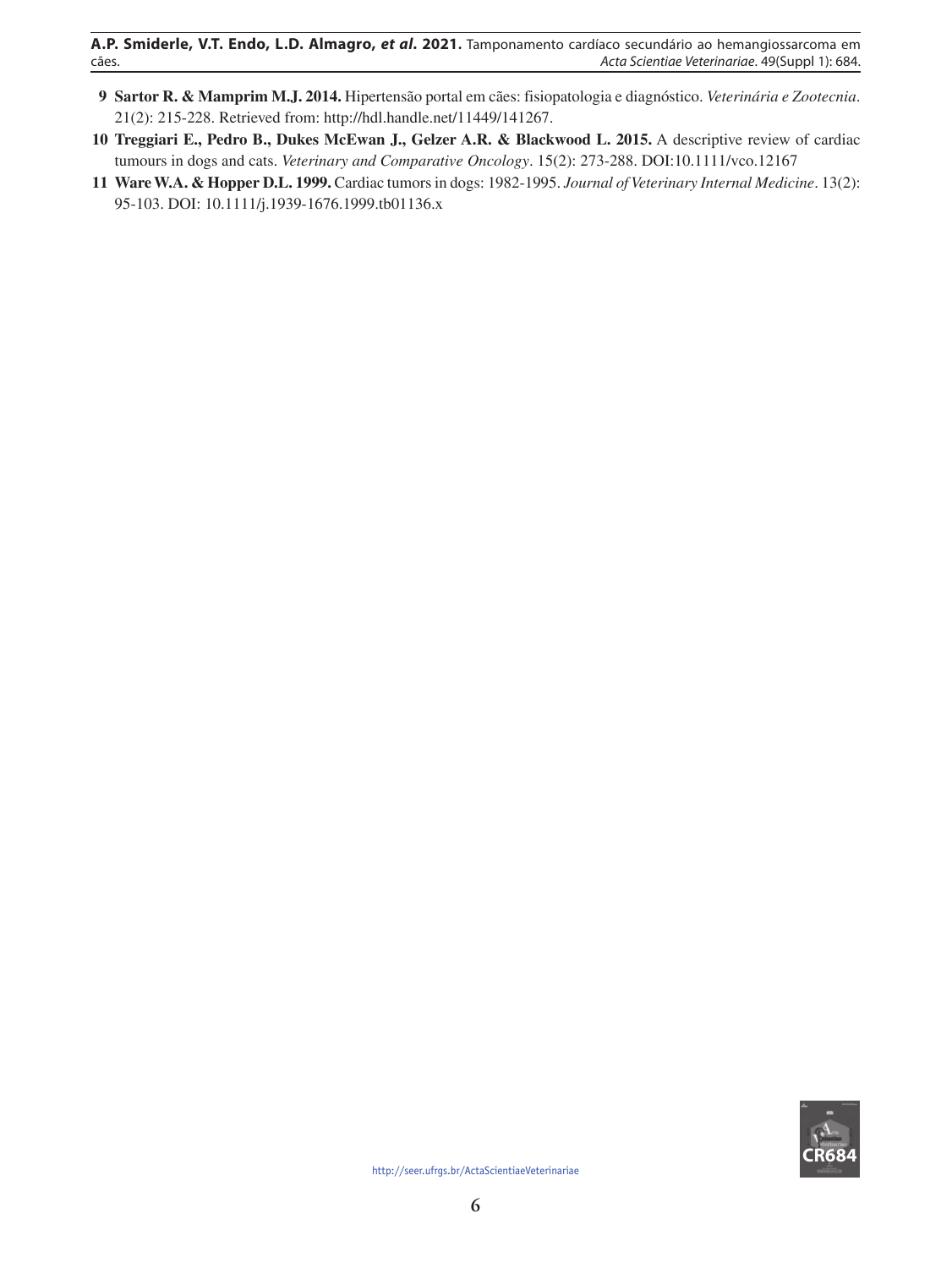**9** **Sartor R. & Mamprim M.J. 2014.** Hipertensão portal em cães: fisiopatologia e diagnóstico. *Veterinária e Zootecnia*. 21(2): 215-228. Retrieved from: http://hdl.handle.net/11449/141267.

**10** **Treggiari E., Pedro B., Dukes McEwan J., Gelzer A.R. & Blackwood L. 2015.** A descriptive review of cardiac tumours in dogs and cats. *Veterinary and Comparative Oncology*. 15(2): 273-288. DOI:10.1111/vco.12167

**11** **Ware W.A. & Hopper D.L. 1999.** Cardiac tumors in dogs: 1982-1995. *Journal of Veterinary Internal Medicine*. 13(2): 95-103. DOI: 10.1111/j.1939-1676.1999.tb01136.x

http://seer.ufrgs.br/ActaScientiaeVeterinariae

CR684